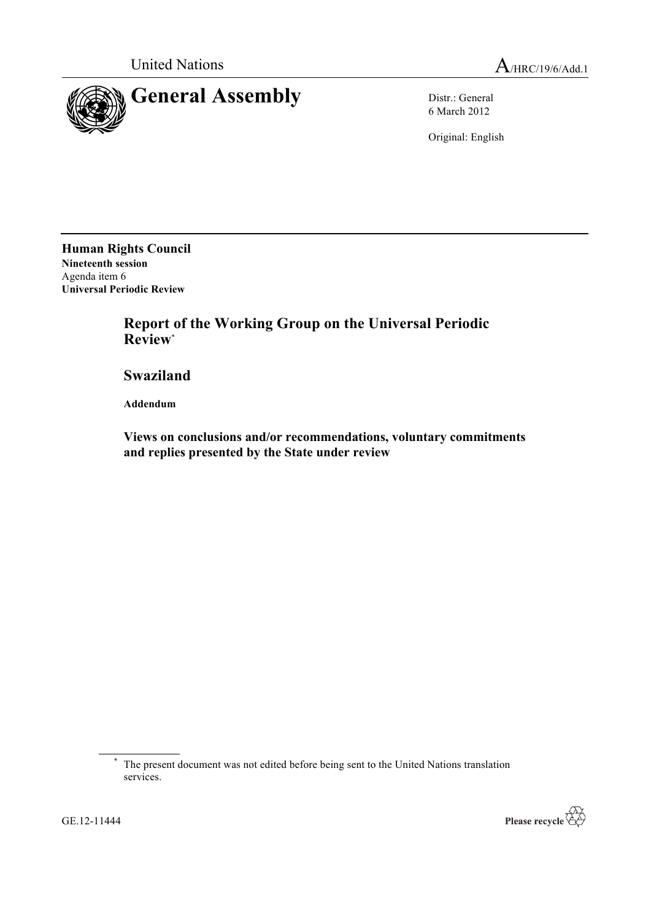United Nations

A/HRC/19/6/Add.1

# General Assembly

Distr.: General
6 March 2012

Original: English

**Human Rights Council**
**Nineteenth session**
Agenda item 6
**Universal Periodic Review**

## Report of the Working Group on the Universal Periodic Review*

## Swaziland

**Addendum**

### Views on conclusions and/or recommendations, voluntary commitments and replies presented by the State under review

---

\* The present document was not edited before being sent to the United Nations translation services.

GE.12-11444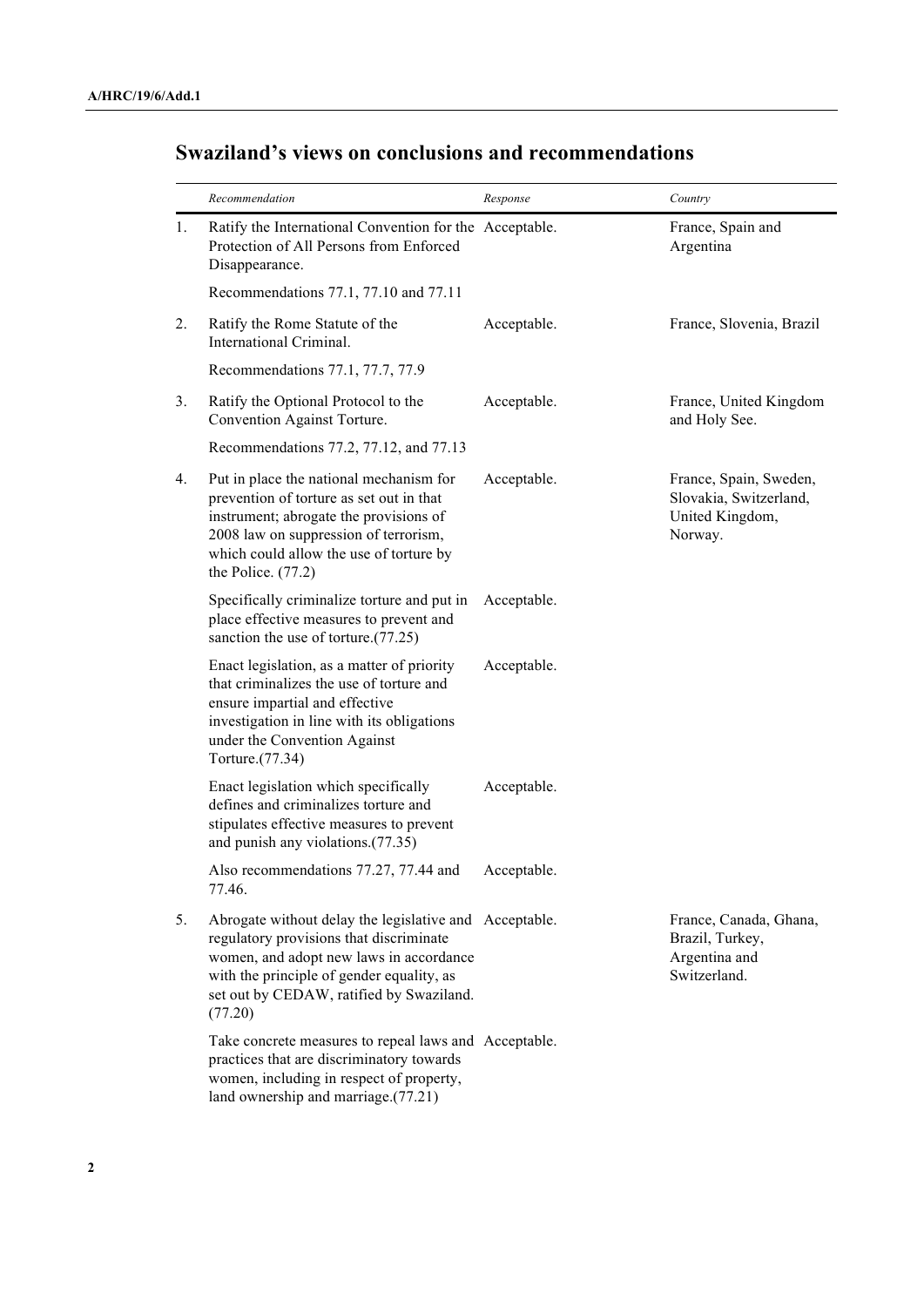## Swaziland's views on conclusions and recommendations

| | *Recommendation* | *Response* | *Country* |
|---|---|---|---|
| 1. | Ratify the International Convention for the Protection of All Persons from Enforced Disappearance. | Acceptable. | France, Spain and Argentina |
| | Recommendations 77.1, 77.10 and 77.11 | | |
| 2. | Ratify the Rome Statute of the International Criminal. | Acceptable. | France, Slovenia, Brazil |
| | Recommendations 77.1, 77.7, 77.9 | | |
| 3. | Ratify the Optional Protocol to the Convention Against Torture. | Acceptable. | France, United Kingdom and Holy See. |
| | Recommendations 77.2, 77.12, and 77.13 | | |
| 4. | Put in place the national mechanism for prevention of torture as set out in that instrument; abrogate the provisions of 2008 law on suppression of terrorism, which could allow the use of torture by the Police. (77.2) | Acceptable. | France, Spain, Sweden, Slovakia, Switzerland, United Kingdom, Norway. |
| | Specifically criminalize torture and put in place effective measures to prevent and sanction the use of torture.(77.25) | Acceptable. | |
| | Enact legislation, as a matter of priority that criminalizes the use of torture and ensure impartial and effective investigation in line with its obligations under the Convention Against Torture.(77.34) | Acceptable. | |
| | Enact legislation which specifically defines and criminalizes torture and stipulates effective measures to prevent and punish any violations.(77.35) | Acceptable. | |
| | Also recommendations 77.27, 77.44 and 77.46. | Acceptable. | |
| 5. | Abrogate without delay the legislative and regulatory provisions that discriminate women, and adopt new laws in accordance with the principle of gender equality, as set out by CEDAW, ratified by Swaziland. (77.20) | Acceptable. | France, Canada, Ghana, Brazil, Turkey, Argentina and Switzerland. |
| | Take concrete measures to repeal laws and practices that are discriminatory towards women, including in respect of property, land ownership and marriage.(77.21) | Acceptable. | |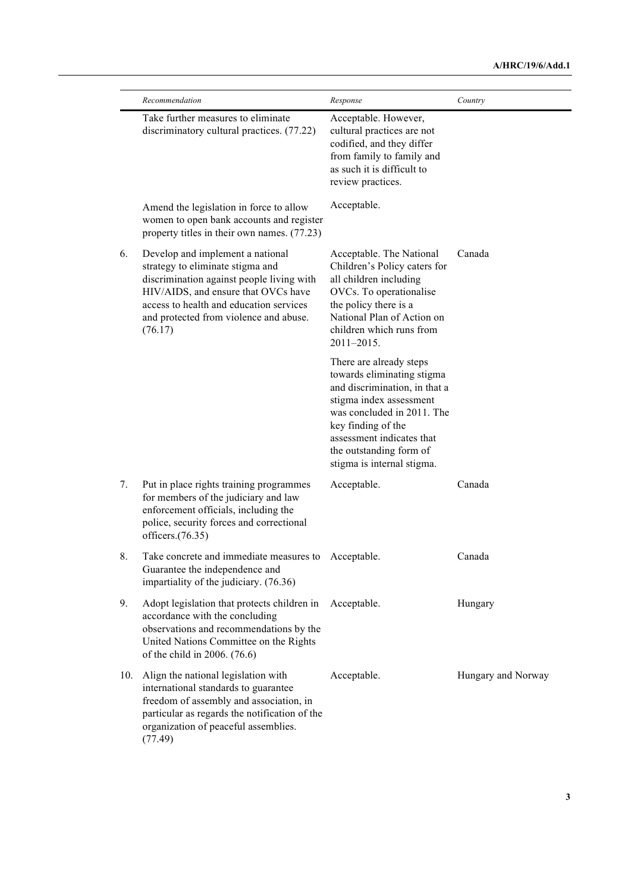| | Recommendation | Response | Country |
|---|---|---|---|
| | Take further measures to eliminate discriminatory cultural practices. (77.22) | Acceptable. However, cultural practices are not codified, and they differ from family to family and as such it is difficult to review practices. | |
| | Amend the legislation in force to allow women to open bank accounts and register property titles in their own names. (77.23) | Acceptable. | |
| 6. | Develop and implement a national strategy to eliminate stigma and discrimination against people living with HIV/AIDS, and ensure that OVCs have access to health and education services and protected from violence and abuse. (76.17) | Acceptable. The National Children's Policy caters for all children including OVCs. To operationalise the policy there is a National Plan of Action on children which runs from 2011–2015. There are already steps towards eliminating stigma and discrimination, in that a stigma index assessment was concluded in 2011. The key finding of the assessment indicates that the outstanding form of stigma is internal stigma. | Canada |
| 7. | Put in place rights training programmes for members of the judiciary and law enforcement officials, including the police, security forces and correctional officers.(76.35) | Acceptable. | Canada |
| 8. | Take concrete and immediate measures to Guarantee the independence and impartiality of the judiciary. (76.36) | Acceptable. | Canada |
| 9. | Adopt legislation that protects children in accordance with the concluding observations and recommendations by the United Nations Committee on the Rights of the child in 2006. (76.6) | Acceptable. | Hungary |
| 10. | Align the national legislation with international standards to guarantee freedom of assembly and association, in particular as regards the notification of the organization of peaceful assemblies. (77.49) | Acceptable. | Hungary and Norway |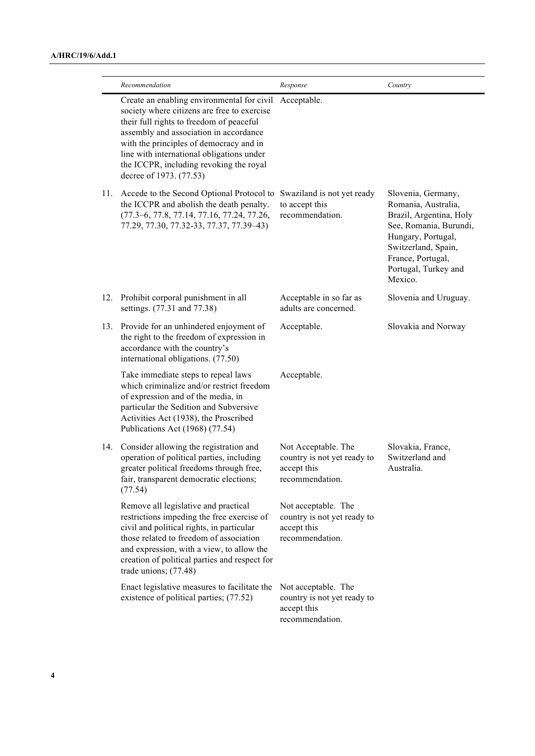| | Recommendation | Response | Country |
|---|---|---|---|
| | Create an enabling environmental for civil society where citizens are free to exercise their full rights to freedom of peaceful assembly and association in accordance with the principles of democracy and in line with international obligations under the ICCPR, including revoking the royal decree of 1973. (77.53) | Acceptable. | |
| 11. | Accede to the Second Optional Protocol to the ICCPR and abolish the death penalty. (77.3–6, 77.8, 77.14, 77.16, 77.24, 77.26, 77.29, 77.30, 77.32-33, 77.37, 77.39–43) | Swaziland is not yet ready to accept this recommendation. | Slovenia, Germany, Romania, Australia, Brazil, Argentina, Holy See, Romania, Burundi, Hungary, Portugal, Switzerland, Spain, France, Portugal, Portugal, Turkey and Mexico. |
| 12. | Prohibit corporal punishment in all settings. (77.31 and 77.38) | Acceptable in so far as adults are concerned. | Slovenia and Uruguay. |
| 13. | Provide for an unhindered enjoyment of the right to the freedom of expression in accordance with the country's international obligations. (77.50) | Acceptable. | Slovakia and Norway |
| | Take immediate steps to repeal laws which criminalize and/or restrict freedom of expression and of the media, in particular the Sedition and Subversive Activities Act (1938), the Proscribed Publications Act (1968) (77.54) | Acceptable. | |
| 14. | Consider allowing the registration and operation of political parties, including greater political freedoms through free, fair, transparent democratic elections; (77.54) | Not Acceptable. The country is not yet ready to accept this recommendation. | Slovakia, France, Switzerland and Australia. |
| | Remove all legislative and practical restrictions impeding the free exercise of civil and political rights, in particular those related to freedom of association and expression, with a view, to allow the creation of political parties and respect for trade unions; (77.48) | Not acceptable. The country is not yet ready to accept this recommendation. | |
| | Enact legislative measures to facilitate the existence of political parties; (77.52) | Not acceptable. The country is not yet ready to accept this recommendation. | |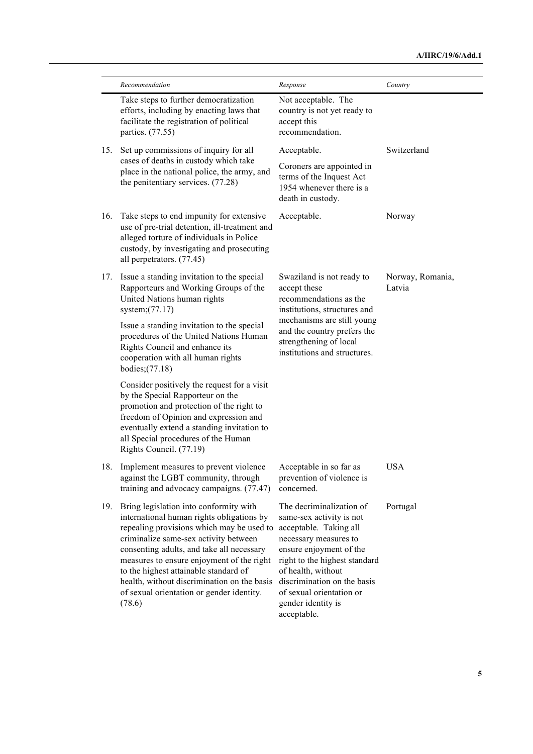| | Recommendation | Response | Country |
|---|---|---|---|
| | Take steps to further democratization efforts, including by enacting laws that facilitate the registration of political parties. (77.55) | Not acceptable. The country is not yet ready to accept this recommendation. | |
| 15. | Set up commissions of inquiry for all cases of deaths in custody which take place in the national police, the army, and the penitentiary services. (77.28) | Acceptable. Coroners are appointed in terms of the Inquest Act 1954 whenever there is a death in custody. | Switzerland |
| 16. | Take steps to end impunity for extensive use of pre-trial detention, ill-treatment and alleged torture of individuals in Police custody, by investigating and prosecuting all perpetrators. (77.45) | Acceptable. | Norway |
| 17. | Issue a standing invitation to the special Rapporteurs and Working Groups of the United Nations human rights system;(77.17) Issue a standing invitation to the special procedures of the United Nations Human Rights Council and enhance its cooperation with all human rights bodies;(77.18) Consider positively the request for a visit by the Special Rapporteur on the promotion and protection of the right to freedom of Opinion and expression and eventually extend a standing invitation to all Special procedures of the Human Rights Council. (77.19) | Swaziland is not ready to accept these recommendations as the institutions, structures and mechanisms are still young and the country prefers the strengthening of local institutions and structures. | Norway, Romania, Latvia |
| 18. | Implement measures to prevent violence against the LGBT community, through training and advocacy campaigns. (77.47) | Acceptable in so far as prevention of violence is concerned. | USA |
| 19. | Bring legislation into conformity with international human rights obligations by repealing provisions which may be used to criminalize same-sex activity between consenting adults, and take all necessary measures to ensure enjoyment of the right to the highest attainable standard of health, without discrimination on the basis of sexual orientation or gender identity. (78.6) | The decriminalization of same-sex activity is not acceptable. Taking all necessary measures to ensure enjoyment of the right to the highest standard of health, without discrimination on the basis of sexual orientation or gender identity is acceptable. | Portugal |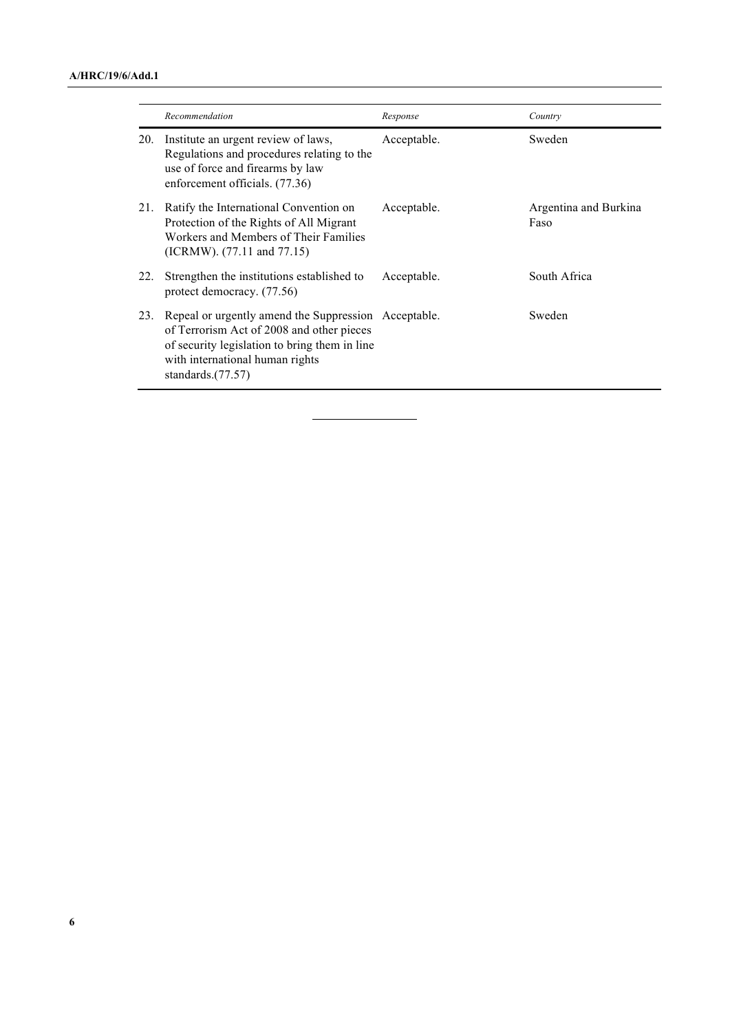| | Recommendation | Response | Country |
|---|---|---|---|
| 20. | Institute an urgent review of laws, Regulations and procedures relating to the use of force and firearms by law enforcement officials. (77.36) | Acceptable. | Sweden |
| 21. | Ratify the International Convention on Protection of the Rights of All Migrant Workers and Members of Their Families (ICRMW). (77.11 and 77.15) | Acceptable. | Argentina and Burkina Faso |
| 22. | Strengthen the institutions established to protect democracy. (77.56) | Acceptable. | South Africa |
| 23. | Repeal or urgently amend the Suppression of Terrorism Act of 2008 and other pieces of security legislation to bring them in line with international human rights standards.(77.57) | Acceptable. | Sweden |